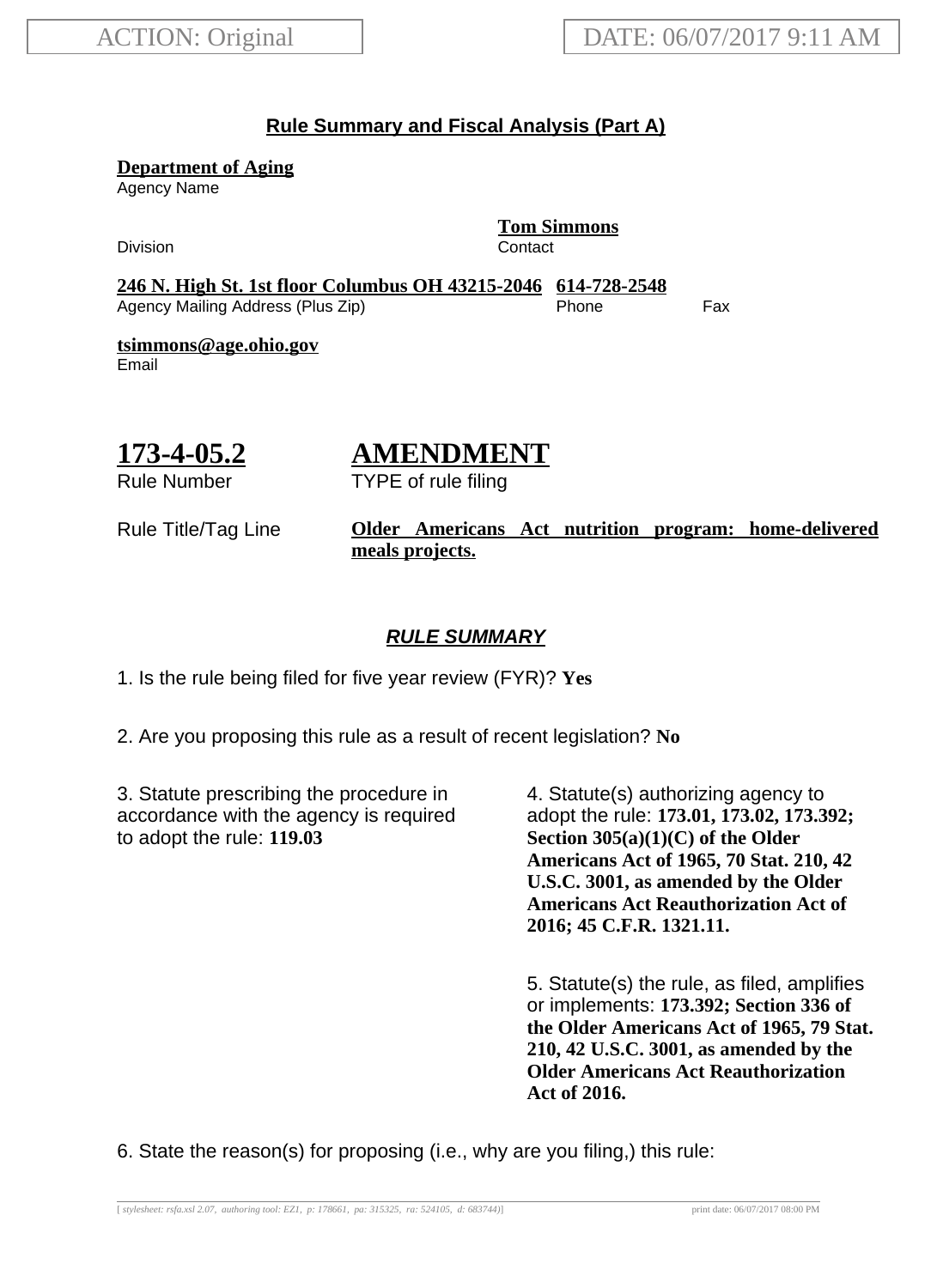ACTION: Original | DATE: 06/07/2017 9:11 AM

## Rule Summary and Fiscal Analysis (Part A)

**Department of Aging**
Agency Name

Division

**Tom Simmons**
Contact

**246 N. High St. 1st floor Columbus OH 43215-2046**
Agency Mailing Address (Plus Zip)

**614-728-2548**
Phone

Fax

**tsimmons@age.ohio.gov**
Email

**173-4-05.2**
Rule Number

**AMENDMENT**
TYPE of rule filing

Rule Title/Tag Line: **Older Americans Act nutrition program: home-delivered meals projects.**

### *RULE SUMMARY*

1. Is the rule being filed for five year review (FYR)? **Yes**

2. Are you proposing this rule as a result of recent legislation? **No**

3. Statute prescribing the procedure in accordance with the agency is required to adopt the rule: **119.03**

4. Statute(s) authorizing agency to adopt the rule: **173.01, 173.02, 173.392; Section 305(a)(1)(C) of the Older Americans Act of 1965, 70 Stat. 210, 42 U.S.C. 3001, as amended by the Older Americans Act Reauthorization Act of 2016; 45 C.F.R. 1321.11.**

5. Statute(s) the rule, as filed, amplifies or implements: **173.392; Section 336 of the Older Americans Act of 1965, 79 Stat. 210, 42 U.S.C. 3001, as amended by the Older Americans Act Reauthorization Act of 2016.**

6. State the reason(s) for proposing (i.e., why are you filing,) this rule: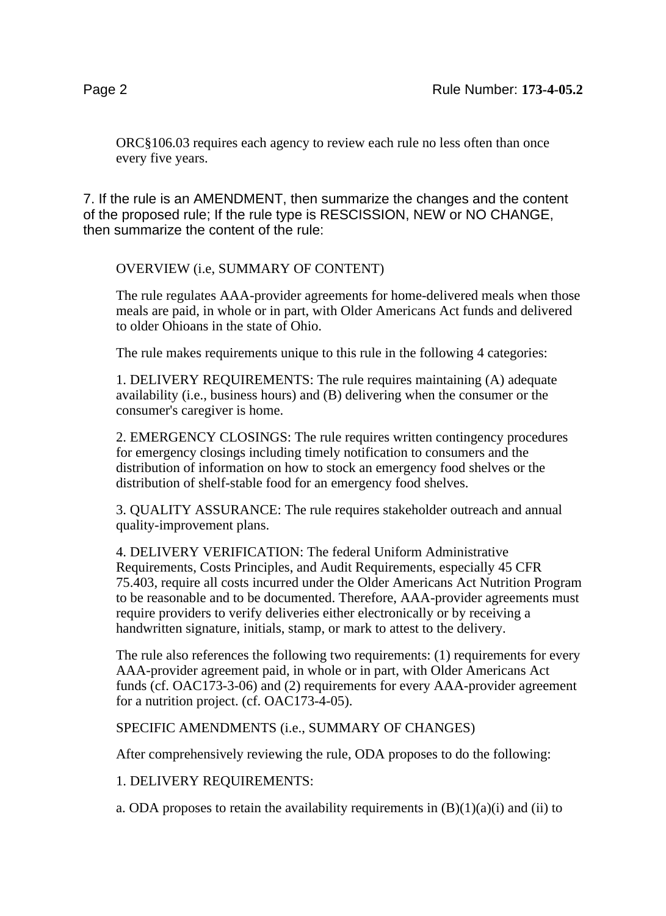ORC§106.03 requires each agency to review each rule no less often than once every five years.

7. If the rule is an AMENDMENT, then summarize the changes and the content of the proposed rule; If the rule type is RESCISSION, NEW or NO CHANGE, then summarize the content of the rule:

OVERVIEW (i.e, SUMMARY OF CONTENT)

The rule regulates AAA-provider agreements for home-delivered meals when those meals are paid, in whole or in part, with Older Americans Act funds and delivered to older Ohioans in the state of Ohio.

The rule makes requirements unique to this rule in the following 4 categories:

1. DELIVERY REQUIREMENTS: The rule requires maintaining (A) adequate availability (i.e., business hours) and (B) delivering when the consumer or the consumer's caregiver is home.

2. EMERGENCY CLOSINGS: The rule requires written contingency procedures for emergency closings including timely notification to consumers and the distribution of information on how to stock an emergency food shelves or the distribution of shelf-stable food for an emergency food shelves.

3. QUALITY ASSURANCE: The rule requires stakeholder outreach and annual quality-improvement plans.

4. DELIVERY VERIFICATION: The federal Uniform Administrative Requirements, Costs Principles, and Audit Requirements, especially 45 CFR 75.403, require all costs incurred under the Older Americans Act Nutrition Program to be reasonable and to be documented. Therefore, AAA-provider agreements must require providers to verify deliveries either electronically or by receiving a handwritten signature, initials, stamp, or mark to attest to the delivery.

The rule also references the following two requirements: (1) requirements for every AAA-provider agreement paid, in whole or in part, with Older Americans Act funds (cf. OAC173-3-06) and (2) requirements for every AAA-provider agreement for a nutrition project. (cf. OAC173-4-05).

SPECIFIC AMENDMENTS (i.e., SUMMARY OF CHANGES)

After comprehensively reviewing the rule, ODA proposes to do the following:

1. DELIVERY REQUIREMENTS:

a. ODA proposes to retain the availability requirements in (B)(1)(a)(i) and (ii) to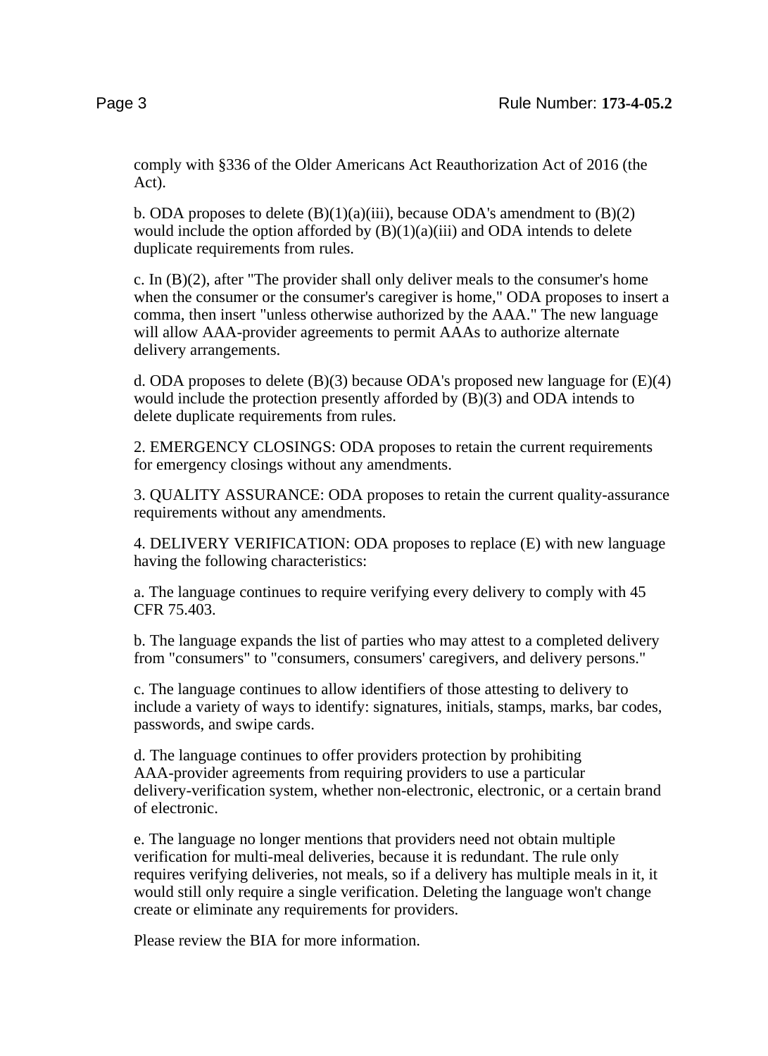comply with §336 of the Older Americans Act Reauthorization Act of 2016 (the Act).

b. ODA proposes to delete (B)(1)(a)(iii), because ODA's amendment to (B)(2) would include the option afforded by (B)(1)(a)(iii) and ODA intends to delete duplicate requirements from rules.

c. In (B)(2), after "The provider shall only deliver meals to the consumer's home when the consumer or the consumer's caregiver is home," ODA proposes to insert a comma, then insert "unless otherwise authorized by the AAA." The new language will allow AAA-provider agreements to permit AAAs to authorize alternate delivery arrangements.

d. ODA proposes to delete (B)(3) because ODA's proposed new language for (E)(4) would include the protection presently afforded by (B)(3) and ODA intends to delete duplicate requirements from rules.

2. EMERGENCY CLOSINGS: ODA proposes to retain the current requirements for emergency closings without any amendments.

3. QUALITY ASSURANCE: ODA proposes to retain the current quality-assurance requirements without any amendments.

4. DELIVERY VERIFICATION: ODA proposes to replace (E) with new language having the following characteristics:

a. The language continues to require verifying every delivery to comply with 45 CFR 75.403.

b. The language expands the list of parties who may attest to a completed delivery from "consumers" to "consumers, consumers' caregivers, and delivery persons."

c. The language continues to allow identifiers of those attesting to delivery to include a variety of ways to identify: signatures, initials, stamps, marks, bar codes, passwords, and swipe cards.

d. The language continues to offer providers protection by prohibiting AAA-provider agreements from requiring providers to use a particular delivery-verification system, whether non-electronic, electronic, or a certain brand of electronic.

e. The language no longer mentions that providers need not obtain multiple verification for multi-meal deliveries, because it is redundant. The rule only requires verifying deliveries, not meals, so if a delivery has multiple meals in it, it would still only require a single verification. Deleting the language won't change create or eliminate any requirements for providers.

Please review the BIA for more information.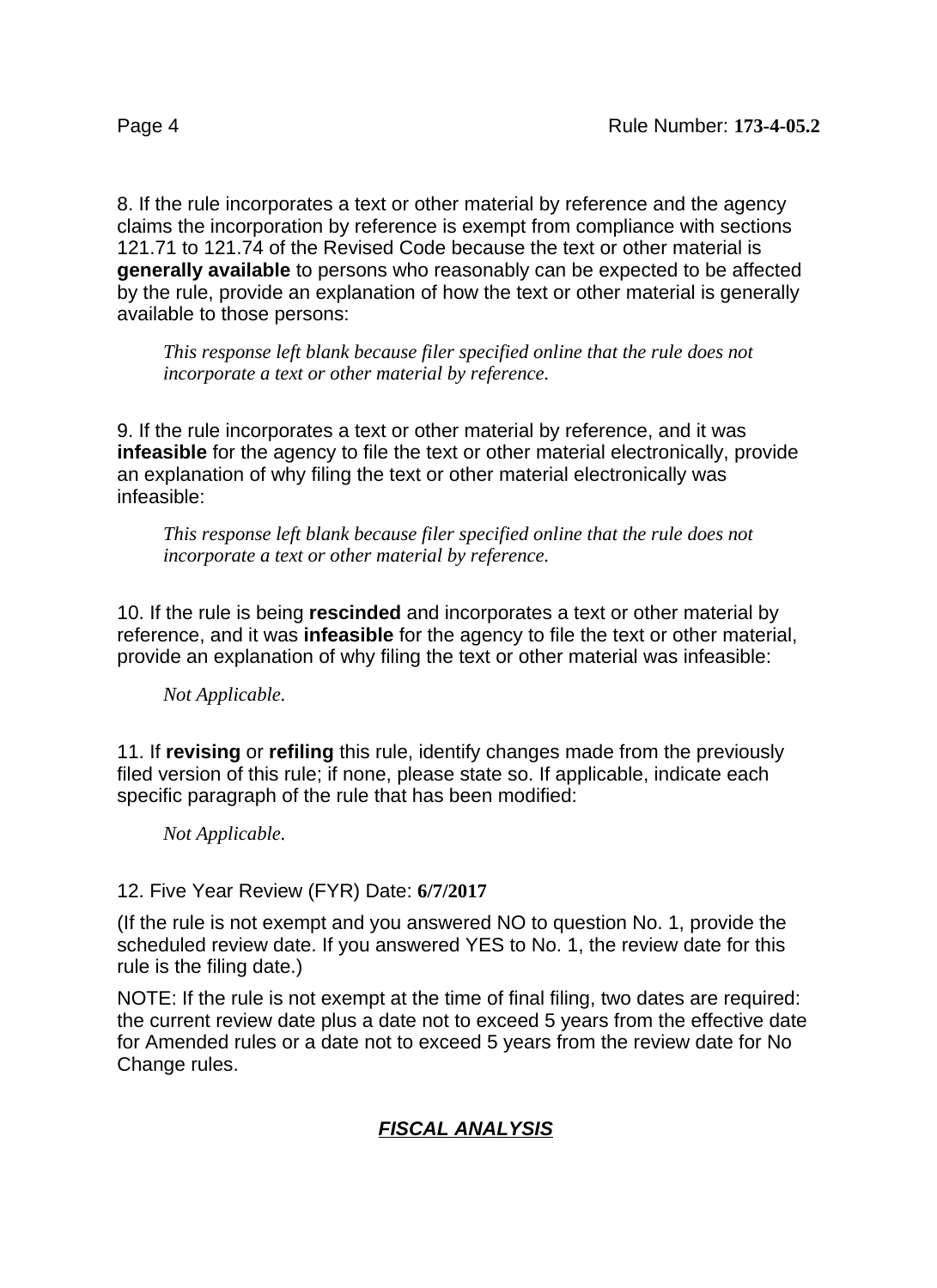8. If the rule incorporates a text or other material by reference and the agency claims the incorporation by reference is exempt from compliance with sections 121.71 to 121.74 of the Revised Code because the text or other material is **generally available** to persons who reasonably can be expected to be affected by the rule, provide an explanation of how the text or other material is generally available to those persons:

*This response left blank because filer specified online that the rule does not incorporate a text or other material by reference.*

9. If the rule incorporates a text or other material by reference, and it was **infeasible** for the agency to file the text or other material electronically, provide an explanation of why filing the text or other material electronically was infeasible:

*This response left blank because filer specified online that the rule does not incorporate a text or other material by reference.*

10. If the rule is being **rescinded** and incorporates a text or other material by reference, and it was **infeasible** for the agency to file the text or other material, provide an explanation of why filing the text or other material was infeasible:

*Not Applicable.*

11. If **revising** or **refiling** this rule, identify changes made from the previously filed version of this rule; if none, please state so. If applicable, indicate each specific paragraph of the rule that has been modified:

*Not Applicable.*

12. Five Year Review (FYR) Date: **6/7/2017**

(If the rule is not exempt and you answered NO to question No. 1, provide the scheduled review date. If you answered YES to No. 1, the review date for this rule is the filing date.)

NOTE: If the rule is not exempt at the time of final filing, two dates are required: the current review date plus a date not to exceed 5 years from the effective date for Amended rules or a date not to exceed 5 years from the review date for No Change rules.

## ***FISCAL ANALYSIS***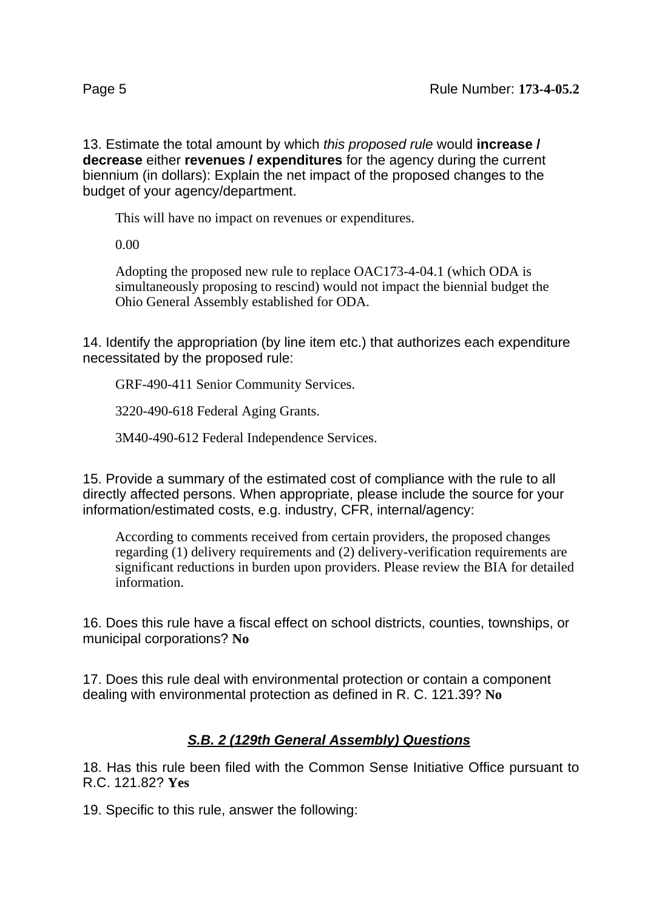13. Estimate the total amount by which *this proposed rule* would **increase / decrease** either **revenues / expenditures** for the agency during the current biennium (in dollars): Explain the net impact of the proposed changes to the budget of your agency/department.

> This will have no impact on revenues or expenditures.
>
> 0.00
>
> Adopting the proposed new rule to replace OAC173-4-04.1 (which ODA is simultaneously proposing to rescind) would not impact the biennial budget the Ohio General Assembly established for ODA.

14. Identify the appropriation (by line item etc.) that authorizes each expenditure necessitated by the proposed rule:

> GRF-490-411 Senior Community Services.
>
> 3220-490-618 Federal Aging Grants.
>
> 3M40-490-612 Federal Independence Services.

15. Provide a summary of the estimated cost of compliance with the rule to all directly affected persons. When appropriate, please include the source for your information/estimated costs, e.g. industry, CFR, internal/agency:

> According to comments received from certain providers, the proposed changes regarding (1) delivery requirements and (2) delivery-verification requirements are significant reductions in burden upon providers. Please review the BIA for detailed information.

16. Does this rule have a fiscal effect on school districts, counties, townships, or municipal corporations? **No**

17. Does this rule deal with environmental protection or contain a component dealing with environmental protection as defined in R. C. 121.39? **No**

## ***S.B. 2 (129th General Assembly) Questions***

18. Has this rule been filed with the Common Sense Initiative Office pursuant to R.C. 121.82? **Yes**

19. Specific to this rule, answer the following: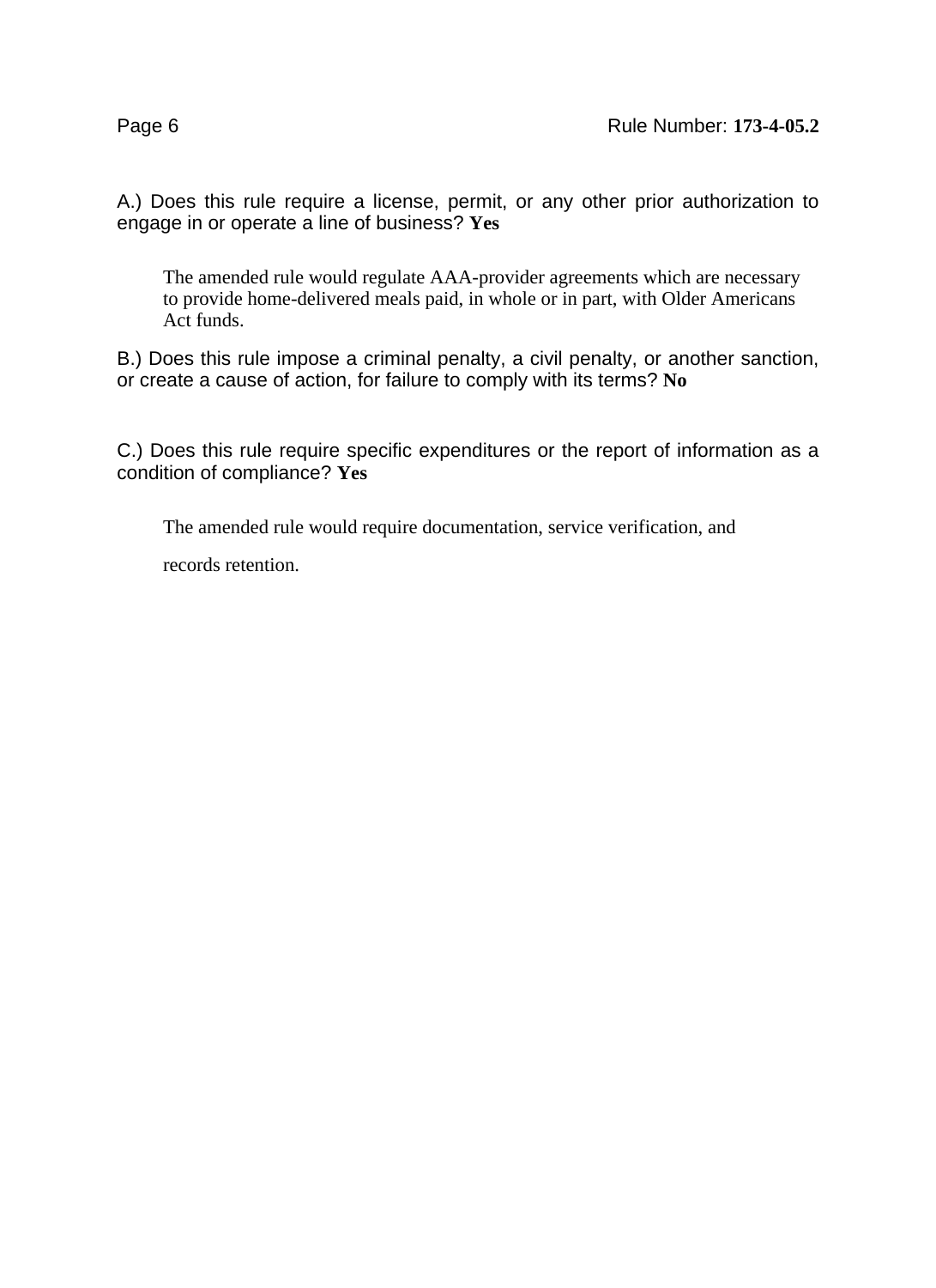A.) Does this rule require a license, permit, or any other prior authorization to engage in or operate a line of business? **Yes**

> The amended rule would regulate AAA-provider agreements which are necessary to provide home-delivered meals paid, in whole or in part, with Older Americans Act funds.

B.) Does this rule impose a criminal penalty, a civil penalty, or another sanction, or create a cause of action, for failure to comply with its terms? **No**

C.) Does this rule require specific expenditures or the report of information as a condition of compliance? **Yes**

> The amended rule would require documentation, service verification, and records retention.